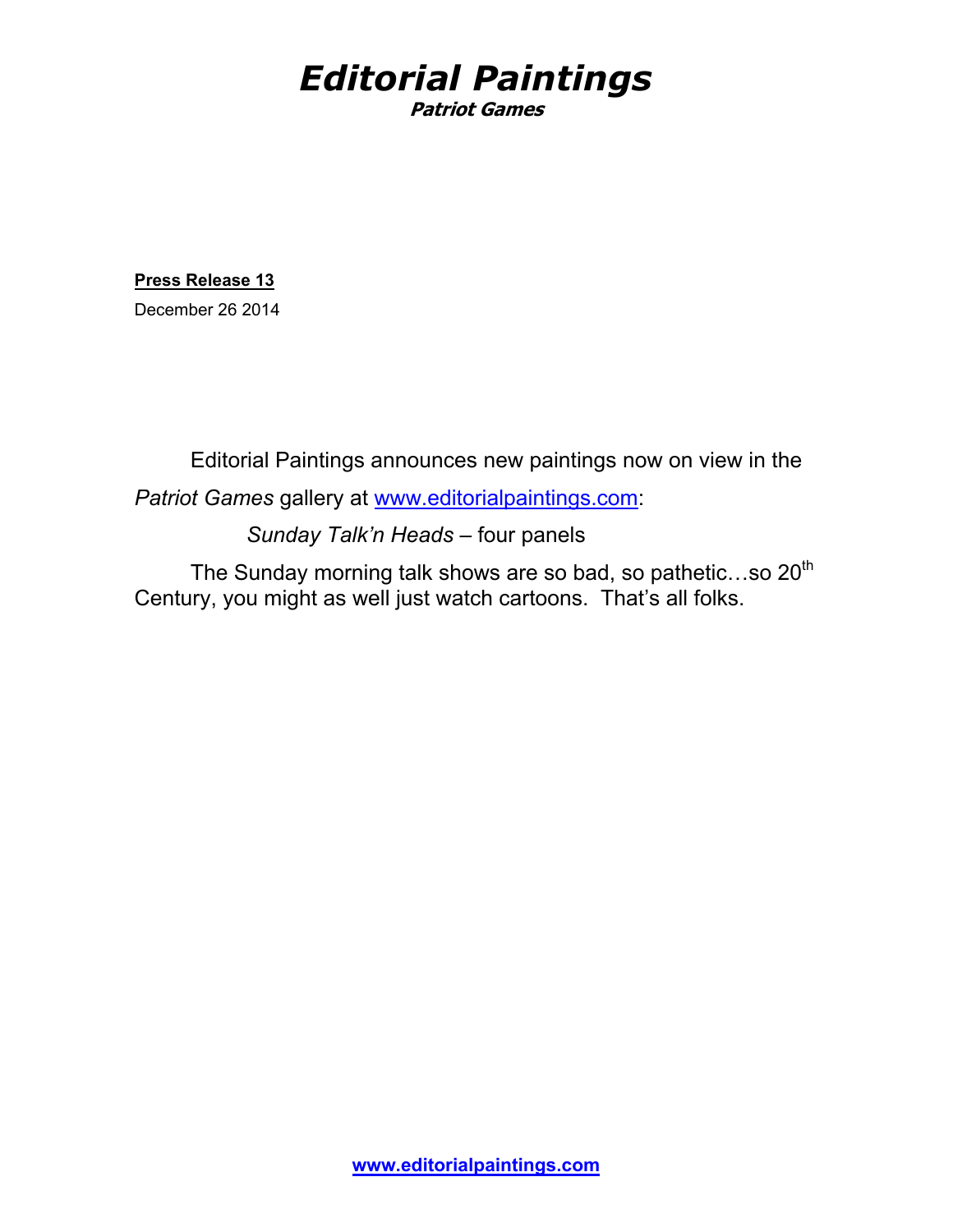# *Editorial Paintings*

***Patriot Games***

**Press Release 13**

December 26 2014

Editorial Paintings announces new paintings now on view in the *Patriot Games* gallery at www.editorialpaintings.com:

*Sunday Talk'n Heads* – four panels

The Sunday morning talk shows are so bad, so pathetic…so 20th Century, you might as well just watch cartoons. That's all folks.

**www.editorialpaintings.com**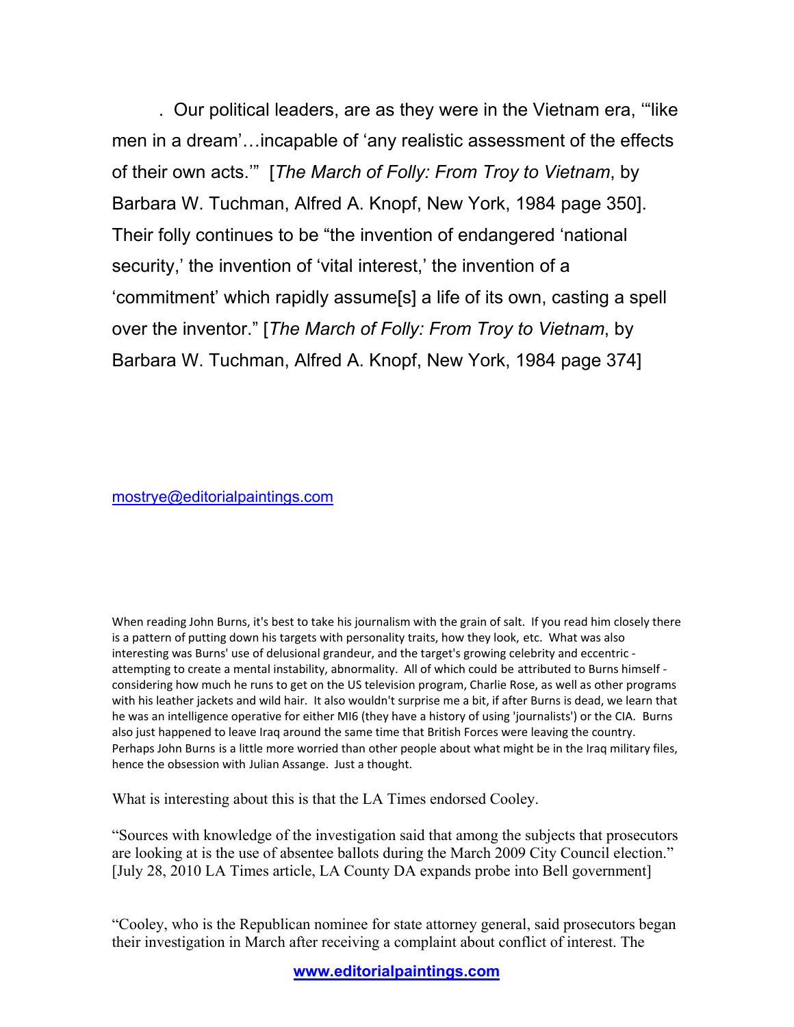. Our political leaders, are as they were in the Vietnam era, '"like men in a dream'…incapable of 'any realistic assessment of the effects of their own acts.'" [*The March of Folly: From Troy to Vietnam*, by Barbara W. Tuchman, Alfred A. Knopf, New York, 1984 page 350]. Their folly continues to be "the invention of endangered 'national security,' the invention of 'vital interest,' the invention of a 'commitment' which rapidly assume[s] a life of its own, casting a spell over the inventor." [*The March of Folly: From Troy to Vietnam*, by Barbara W. Tuchman, Alfred A. Knopf, New York, 1984 page 374]

mostrye@editorialpaintings.com

When reading John Burns, it's best to take his journalism with the grain of salt. If you read him closely there is a pattern of putting down his targets with personality traits, how they look, etc. What was also interesting was Burns' use of delusional grandeur, and the target's growing celebrity and eccentric - attempting to create a mental instability, abnormality. All of which could be attributed to Burns himself - considering how much he runs to get on the US television program, Charlie Rose, as well as other programs with his leather jackets and wild hair. It also wouldn't surprise me a bit, if after Burns is dead, we learn that he was an intelligence operative for either MI6 (they have a history of using 'journalists') or the CIA. Burns also just happened to leave Iraq around the same time that British Forces were leaving the country. Perhaps John Burns is a little more worried than other people about what might be in the Iraq military files, hence the obsession with Julian Assange. Just a thought.

What is interesting about this is that the LA Times endorsed Cooley.

"Sources with knowledge of the investigation said that among the subjects that prosecutors are looking at is the use of absentee ballots during the March 2009 City Council election." [July 28, 2010 LA Times article, LA County DA expands probe into Bell government]

"Cooley, who is the Republican nominee for state attorney general, said prosecutors began their investigation in March after receiving a complaint about conflict of interest. The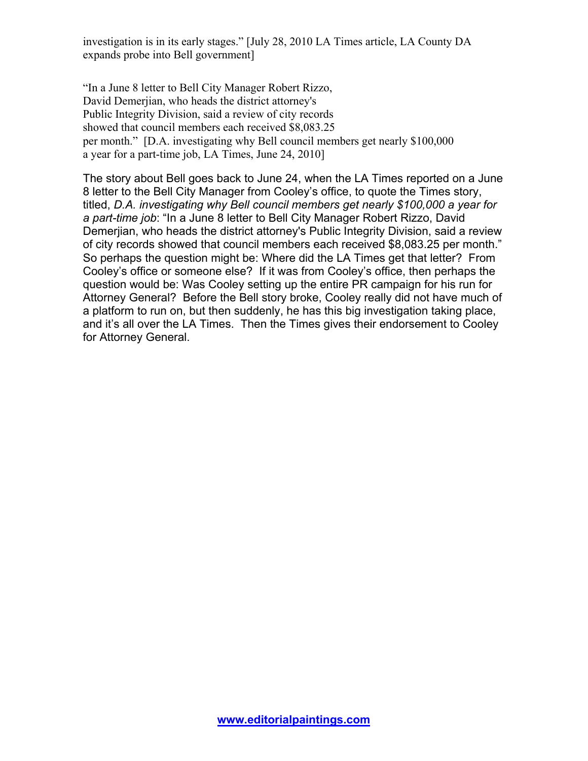investigation is in its early stages." [July 28, 2010 LA Times article, LA County DA expands probe into Bell government]

"In a June 8 letter to Bell City Manager Robert Rizzo, David Demerjian, who heads the district attorney's Public Integrity Division, said a review of city records showed that council members each received $8,083.25 per month." [D.A. investigating why Bell council members get nearly $100,000 a year for a part-time job, LA Times, June 24, 2010]

The story about Bell goes back to June 24, when the LA Times reported on a June 8 letter to the Bell City Manager from Cooley's office, to quote the Times story, titled, *D.A. investigating why Bell council members get nearly $100,000 a year for a part-time job*: "In a June 8 letter to Bell City Manager Robert Rizzo, David Demerjian, who heads the district attorney's Public Integrity Division, said a review of city records showed that council members each received $8,083.25 per month." So perhaps the question might be: Where did the LA Times get that letter? From Cooley's office or someone else? If it was from Cooley's office, then perhaps the question would be: Was Cooley setting up the entire PR campaign for his run for Attorney General? Before the Bell story broke, Cooley really did not have much of a platform to run on, but then suddenly, he has this big investigation taking place, and it's all over the LA Times. Then the Times gives their endorsement to Cooley for Attorney General.

**www.editorialpaintings.com**